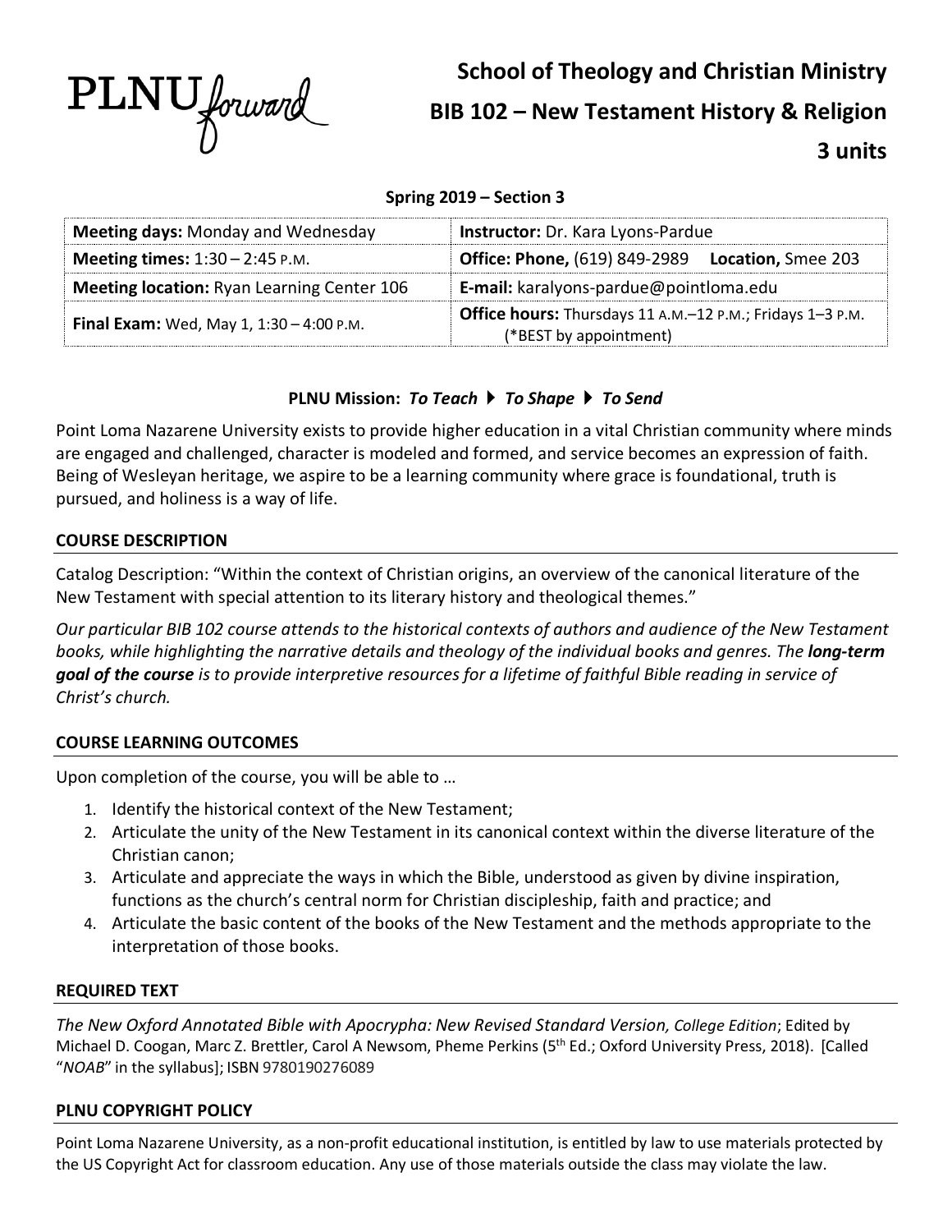PLNU forward

# School of Theology and Christian Ministry
# BIB 102 – New Testament History & Religion
# 3 units

**Spring 2019 – Section 3**

| | |
|---|---|
| **Meeting days:** Monday and Wednesday | **Instructor:** Dr. Kara Lyons-Pardue |
| **Meeting times:** 1:30 – 2:45 P.M. | **Office: Phone,** (619) 849-2989 **Location,** Smee 203 |
| **Meeting location:** Ryan Learning Center 106 | **E-mail:** karalyons-pardue@pointloma.edu |
| **Final Exam:** Wed, May 1, 1:30 – 4:00 P.M. | **Office hours:** Thursdays 11 A.M.–12 P.M.; Fridays 1–3 P.M. (*BEST by appointment) |

**PLNU Mission:** ***To Teach ▶ To Shape ▶ To Send***

Point Loma Nazarene University exists to provide higher education in a vital Christian community where minds are engaged and challenged, character is modeled and formed, and service becomes an expression of faith. Being of Wesleyan heritage, we aspire to be a learning community where grace is foundational, truth is pursued, and holiness is a way of life.

## COURSE DESCRIPTION

Catalog Description: "Within the context of Christian origins, an overview of the canonical literature of the New Testament with special attention to its literary history and theological themes."

*Our particular BIB 102 course attends to the historical contexts of authors and audience of the New Testament books, while highlighting the narrative details and theology of the individual books and genres. The **long-term goal of the course** is to provide interpretive resources for a lifetime of faithful Bible reading in service of Christ's church.*

## COURSE LEARNING OUTCOMES

Upon completion of the course, you will be able to …

1. Identify the historical context of the New Testament;
2. Articulate the unity of the New Testament in its canonical context within the diverse literature of the Christian canon;
3. Articulate and appreciate the ways in which the Bible, understood as given by divine inspiration, functions as the church's central norm for Christian discipleship, faith and practice; and
4. Articulate the basic content of the books of the New Testament and the methods appropriate to the interpretation of those books.

## REQUIRED TEXT

*The New Oxford Annotated Bible with Apocrypha: New Revised Standard Version, College Edition*; Edited by Michael D. Coogan, Marc Z. Brettler, Carol A Newsom, Pheme Perkins (5th Ed.; Oxford University Press, 2018). [Called "*NOAB*" in the syllabus]; ISBN 9780190276089

## PLNU COPYRIGHT POLICY

Point Loma Nazarene University, as a non-profit educational institution, is entitled by law to use materials protected by the US Copyright Act for classroom education. Any use of those materials outside the class may violate the law.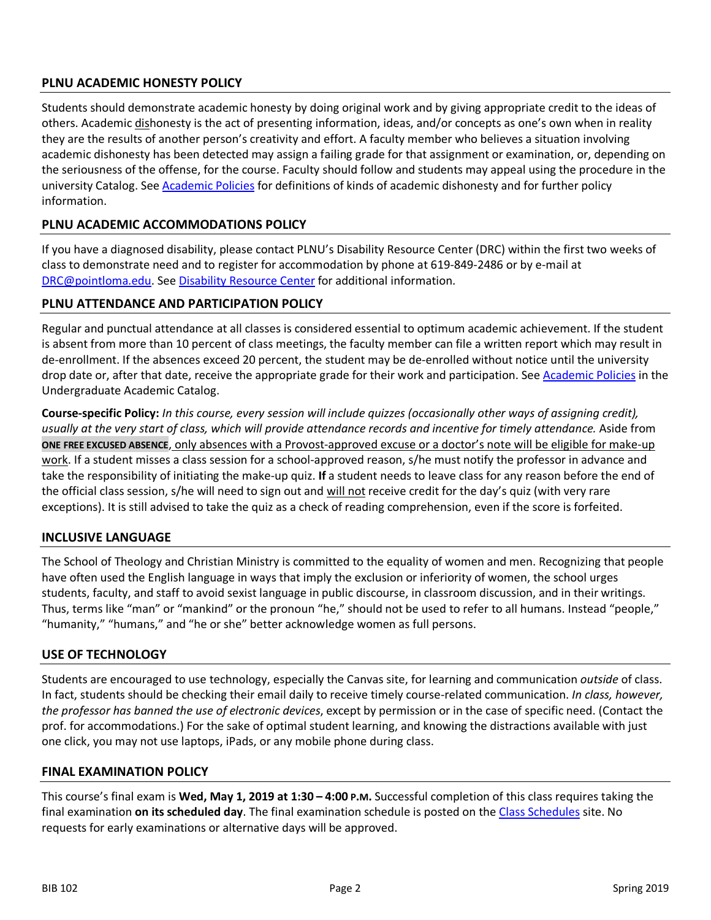## PLNU ACADEMIC HONESTY POLICY

Students should demonstrate academic honesty by doing original work and by giving appropriate credit to the ideas of others. Academic dishonesty is the act of presenting information, ideas, and/or concepts as one's own when in reality they are the results of another person's creativity and effort. A faculty member who believes a situation involving academic dishonesty has been detected may assign a failing grade for that assignment or examination, or, depending on the seriousness of the offense, for the course. Faculty should follow and students may appeal using the procedure in the university Catalog. See Academic Policies for definitions of kinds of academic dishonesty and for further policy information.

## PLNU ACADEMIC ACCOMMODATIONS POLICY

If you have a diagnosed disability, please contact PLNU's Disability Resource Center (DRC) within the first two weeks of class to demonstrate need and to register for accommodation by phone at 619-849-2486 or by e-mail at DRC@pointloma.edu. See Disability Resource Center for additional information.

## PLNU ATTENDANCE AND PARTICIPATION POLICY

Regular and punctual attendance at all classes is considered essential to optimum academic achievement. If the student is absent from more than 10 percent of class meetings, the faculty member can file a written report which may result in de-enrollment. If the absences exceed 20 percent, the student may be de-enrolled without notice until the university drop date or, after that date, receive the appropriate grade for their work and participation. See Academic Policies in the Undergraduate Academic Catalog.

**Course-specific Policy:** *In this course, every session will include quizzes (occasionally other ways of assigning credit), usually at the very start of class, which will provide attendance records and incentive for timely attendance.* Aside from **ONE FREE EXCUSED ABSENCE**, only absences with a Provost-approved excuse or a doctor's note will be eligible for make-up work. If a student misses a class session for a school-approved reason, s/he must notify the professor in advance and take the responsibility of initiating the make-up quiz. **If** a student needs to leave class for any reason before the end of the official class session, s/he will need to sign out and will not receive credit for the day's quiz (with very rare exceptions). It is still advised to take the quiz as a check of reading comprehension, even if the score is forfeited.

## INCLUSIVE LANGUAGE

The School of Theology and Christian Ministry is committed to the equality of women and men. Recognizing that people have often used the English language in ways that imply the exclusion or inferiority of women, the school urges students, faculty, and staff to avoid sexist language in public discourse, in classroom discussion, and in their writings. Thus, terms like "man" or "mankind" or the pronoun "he," should not be used to refer to all humans. Instead "people," "humanity," "humans," and "he or she" better acknowledge women as full persons.

## USE OF TECHNOLOGY

Students are encouraged to use technology, especially the Canvas site, for learning and communication *outside* of class. In fact, students should be checking their email daily to receive timely course-related communication. *In class, however, the professor has banned the use of electronic devices*, except by permission or in the case of specific need. (Contact the prof. for accommodations.) For the sake of optimal student learning, and knowing the distractions available with just one click, you may not use laptops, iPads, or any mobile phone during class.

## FINAL EXAMINATION POLICY

This course's final exam is **Wed, May 1, 2019 at 1:30 – 4:00 P.M.** Successful completion of this class requires taking the final examination **on its scheduled day**. The final examination schedule is posted on the Class Schedules site. No requests for early examinations or alternative days will be approved.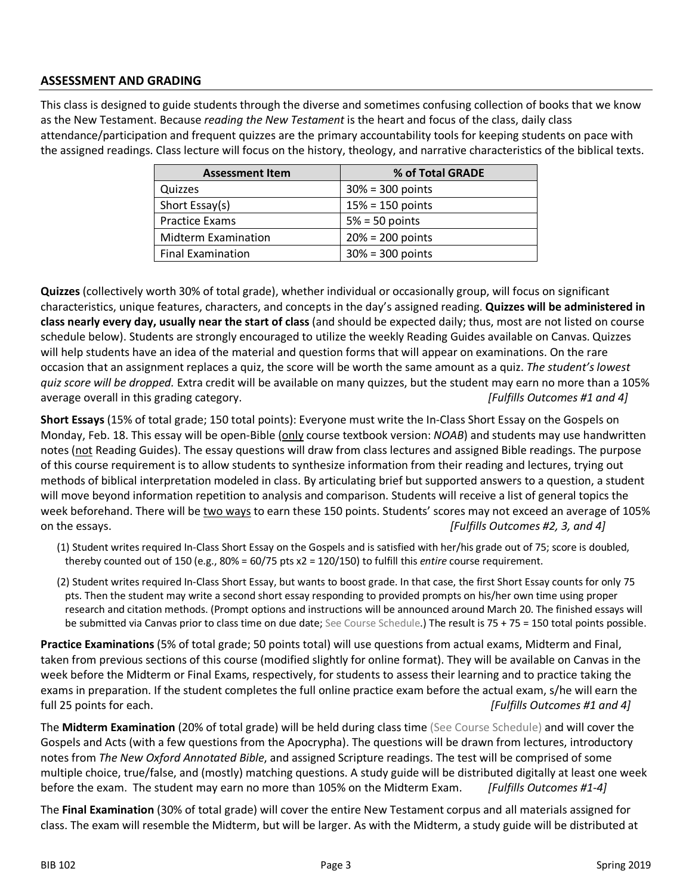## ASSESSMENT AND GRADING

This class is designed to guide students through the diverse and sometimes confusing collection of books that we know as the New Testament. Because *reading the New Testament* is the heart and focus of the class, daily class attendance/participation and frequent quizzes are the primary accountability tools for keeping students on pace with the assigned readings. Class lecture will focus on the history, theology, and narrative characteristics of the biblical texts.

| Assessment Item | % of Total GRADE |
| --- | --- |
| Quizzes | 30% = 300 points |
| Short Essay(s) | 15% = 150 points |
| Practice Exams | 5% = 50 points |
| Midterm Examination | 20% = 200 points |
| Final Examination | 30% = 300 points |

**Quizzes** (collectively worth 30% of total grade), whether individual or occasionally group, will focus on significant characteristics, unique features, characters, and concepts in the day's assigned reading. **Quizzes will be administered in class nearly every day, usually near the start of class** (and should be expected daily; thus, most are not listed on course schedule below). Students are strongly encouraged to utilize the weekly Reading Guides available on Canvas. Quizzes will help students have an idea of the material and question forms that will appear on examinations. On the rare occasion that an assignment replaces a quiz, the score will be worth the same amount as a quiz. *The student's lowest quiz score will be dropped.* Extra credit will be available on many quizzes, but the student may earn no more than a 105% average overall in this grading category. *[Fulfills Outcomes #1 and 4]*

**Short Essays** (15% of total grade; 150 total points): Everyone must write the In-Class Short Essay on the Gospels on Monday, Feb. 18. This essay will be open-Bible (<u>only</u> course textbook version: *NOAB*) and students may use handwritten notes (<u>not</u> Reading Guides). The essay questions will draw from class lectures and assigned Bible readings. The purpose of this course requirement is to allow students to synthesize information from their reading and lectures, trying out methods of biblical interpretation modeled in class. By articulating brief but supported answers to a question, a student will move beyond information repetition to analysis and comparison. Students will receive a list of general topics the week beforehand. There will be <u>two ways</u> to earn these 150 points. Students' scores may not exceed an average of 105% on the essays. *[Fulfills Outcomes #2, 3, and 4]*

(1) Student writes required In-Class Short Essay on the Gospels and is satisfied with her/his grade out of 75; score is doubled, thereby counted out of 150 (e.g., 80% = 60/75 pts x2 = 120/150) to fulfill this *entire* course requirement.

(2) Student writes required In-Class Short Essay, but wants to boost grade. In that case, the first Short Essay counts for only 75 pts. Then the student may write a second short essay responding to provided prompts on his/her own time using proper research and citation methods. (Prompt options and instructions will be announced around March 20. The finished essays will be submitted via Canvas prior to class time on due date; See Course Schedule.) The result is 75 + 75 = 150 total points possible.

**Practice Examinations** (5% of total grade; 50 points total) will use questions from actual exams, Midterm and Final, taken from previous sections of this course (modified slightly for online format). They will be available on Canvas in the week before the Midterm or Final Exams, respectively, for students to assess their learning and to practice taking the exams in preparation. If the student completes the full online practice exam before the actual exam, s/he will earn the full 25 points for each. *[Fulfills Outcomes #1 and 4]*

The **Midterm Examination** (20% of total grade) will be held during class time (See Course Schedule) and will cover the Gospels and Acts (with a few questions from the Apocrypha). The questions will be drawn from lectures, introductory notes from *The New Oxford Annotated Bible*, and assigned Scripture readings. The test will be comprised of some multiple choice, true/false, and (mostly) matching questions. A study guide will be distributed digitally at least one week before the exam. The student may earn no more than 105% on the Midterm Exam. *[Fulfills Outcomes #1-4]*

The **Final Examination** (30% of total grade) will cover the entire New Testament corpus and all materials assigned for class. The exam will resemble the Midterm, but will be larger. As with the Midterm, a study guide will be distributed at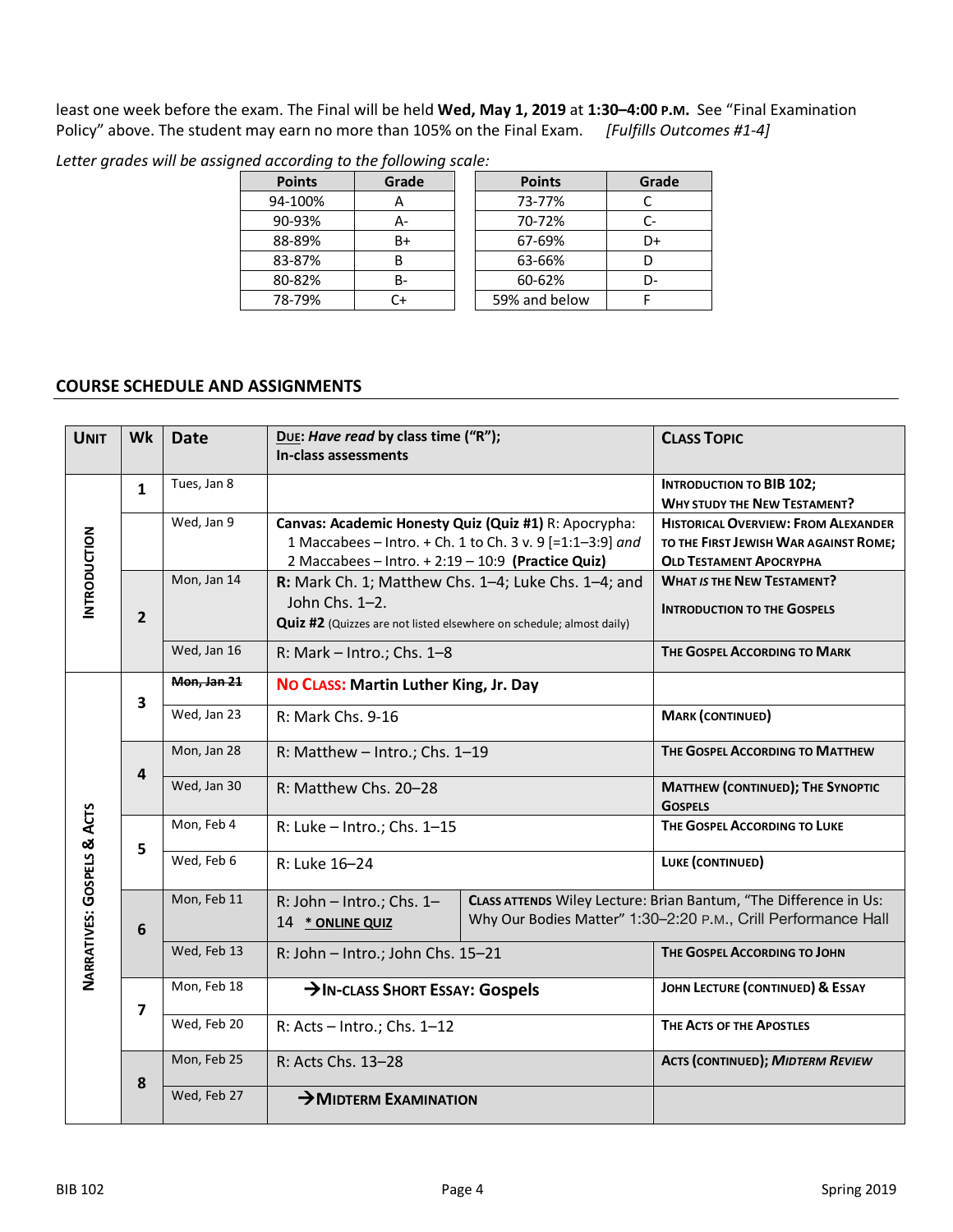least one week before the exam. The Final will be held **Wed, May 1, 2019** at **1:30–4:00 P.M.** See "Final Examination Policy" above. The student may earn no more than 105% on the Final Exam. *[Fulfills Outcomes #1-4]*

*Letter grades will be assigned according to the following scale:*

| Points | Grade | Points | Grade |
|---|---|---|---|
| 94-100% | A | 73-77% | C |
| 90-93% | A- | 70-72% | C- |
| 88-89% | B+ | 67-69% | D+ |
| 83-87% | B | 63-66% | D |
| 80-82% | B- | 60-62% | D- |
| 78-79% | C+ | 59% and below | F |

## COURSE SCHEDULE AND ASSIGNMENTS

| UNIT | Wk | Date | DUE: *Have read* by class time ("R"); In-class assessments | CLASS TOPIC |
|---|---|---|---|---|
| INTRODUCTION | 1 | Tues, Jan 8 | | INTRODUCTION TO BIB 102; WHY STUDY THE NEW TESTAMENT? |
| | | Wed, Jan 9 | **Canvas: Academic Honesty Quiz (Quiz #1)** R: Apocrypha: 1 Maccabees – Intro. + Ch. 1 to Ch. 3 v. 9 [=1:1–3:9] *and* 2 Maccabees – Intro. + 2:19 – 10:9 **(Practice Quiz)** | HISTORICAL OVERVIEW: FROM ALEXANDER TO THE FIRST JEWISH WAR AGAINST ROME; OLD TESTAMENT APOCRYPHA |
| | 2 | Mon, Jan 14 | **R:** Mark Ch. 1; Matthew Chs. 1–4; Luke Chs. 1–4; and John Chs. 1–2. **Quiz #2** (Quizzes are not listed elsewhere on schedule; almost daily) | WHAT *IS* THE NEW TESTAMENT? INTRODUCTION TO THE GOSPELS |
| | | Wed, Jan 16 | R: Mark – Intro.; Chs. 1–8 | THE GOSPEL ACCORDING TO MARK |
| NARRATIVES: GOSPELS & ACTS | 3 | ~~Mon, Jan 21~~ | **NO CLASS: Martin Luther King, Jr. Day** | |
| | | Wed, Jan 23 | R: Mark Chs. 9-16 | MARK (CONTINUED) |
| | 4 | Mon, Jan 28 | R: Matthew – Intro.; Chs. 1–19 | THE GOSPEL ACCORDING TO MATTHEW |
| | | Wed, Jan 30 | R: Matthew Chs. 20–28 | MATTHEW (CONTINUED); THE SYNOPTIC GOSPELS |
| | 5 | Mon, Feb 4 | R: Luke – Intro.; Chs. 1–15 | THE GOSPEL ACCORDING TO LUKE |
| | | Wed, Feb 6 | R: Luke 16–24 | LUKE (CONTINUED) |
| | 6 | Mon, Feb 11 | R: John – Intro.; Chs. 1–14 **\* ONLINE QUIZ** | CLASS ATTENDS Wiley Lecture: Brian Bantum, "The Difference in Us: Why Our Bodies Matter" 1:30–2:20 P.M., Crill Performance Hall |
| | | Wed, Feb 13 | R: John – Intro.; John Chs. 15–21 | THE GOSPEL ACCORDING TO JOHN |
| | 7 | Mon, Feb 18 | **→IN-CLASS SHORT ESSAY: Gospels** | JOHN LECTURE (CONTINUED) & ESSAY |
| | | Wed, Feb 20 | R: Acts – Intro.; Chs. 1–12 | THE ACTS OF THE APOSTLES |
| | 8 | Mon, Feb 25 | R: Acts Chs. 13–28 | ACTS (CONTINUED); *MIDTERM REVIEW* |
| | | Wed, Feb 27 | **→MIDTERM EXAMINATION** | |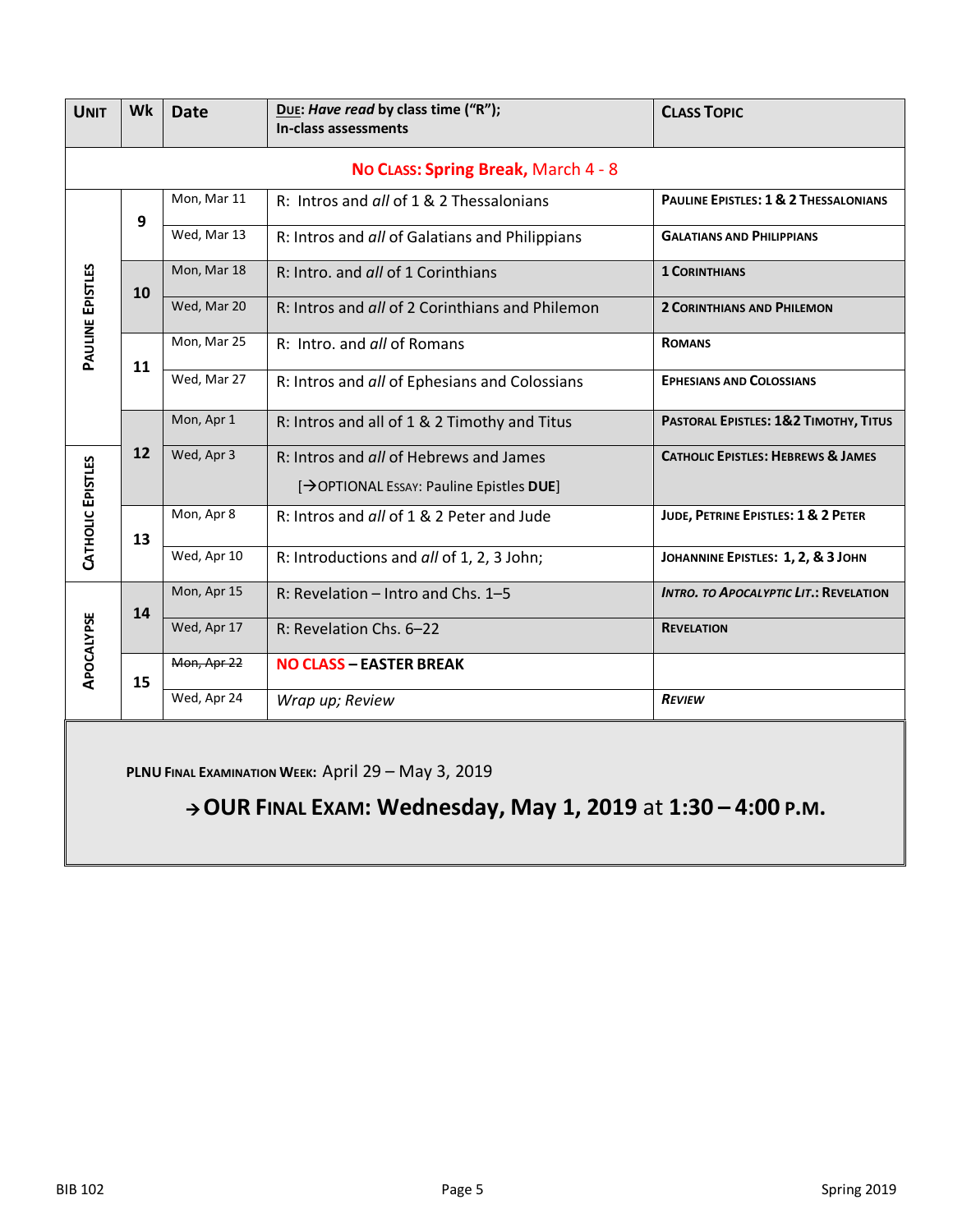| Unit | Wk | Date | Due: *Have read* by class time ("R"); In-class assessments | Class Topic |
|---|---|---|---|---|
| **No Class: Spring Break, March 4 - 8** | | | | |
| Pauline Epistles | 9 | Mon, Mar 11 | R: Intros and *all* of 1 & 2 Thessalonians | **Pauline Epistles: 1 & 2 Thessalonians** |
| | | Wed, Mar 13 | R: Intros and *all* of Galatians and Philippians | **Galatians and Philippians** |
| | 10 | Mon, Mar 18 | R: Intro. and *all* of 1 Corinthians | **1 Corinthians** |
| | | Wed, Mar 20 | R: Intros and *all* of 2 Corinthians and Philemon | **2 Corinthians and Philemon** |
| | 11 | Mon, Mar 25 | R: Intro. and *all* of Romans | **Romans** |
| | | Wed, Mar 27 | R: Intros and *all* of Ephesians and Colossians | **Ephesians and Colossians** |
| | 12 | Mon, Apr 1 | R: Intros and all of 1 & 2 Timothy and Titus | **Pastoral Epistles: 1&2 Timothy, Titus** |
| Catholic Epistles | | Wed, Apr 3 | R: Intros and *all* of Hebrews and James [→OPTIONAL Essay: Pauline Epistles **DUE**] | **Catholic Epistles: Hebrews & James** |
| | 13 | Mon, Apr 8 | R: Intros and *all* of 1 & 2 Peter and Jude | **Jude, Petrine Epistles: 1 & 2 Peter** |
| | | Wed, Apr 10 | R: Introductions and *all* of 1, 2, 3 John; | **Johannine Epistles: 1, 2, & 3 John** |
| Apocalypse | 14 | Mon, Apr 15 | R: Revelation – Intro and Chs. 1–5 | ***Intro. to Apocalyptic Lit.*: Revelation** |
| | | Wed, Apr 17 | R: Revelation Chs. 6–22 | **Revelation** |
| | 15 | ~~Mon, Apr 22~~ | **NO CLASS – EASTER BREAK** | |
| | | Wed, Apr 24 | *Wrap up; Review* | ***Review*** |

**PLNU Final Examination Week:** April 29 – May 3, 2019

**→ OUR FINAL EXAM: Wednesday, May 1, 2019** at **1:30 – 4:00 P.M.**